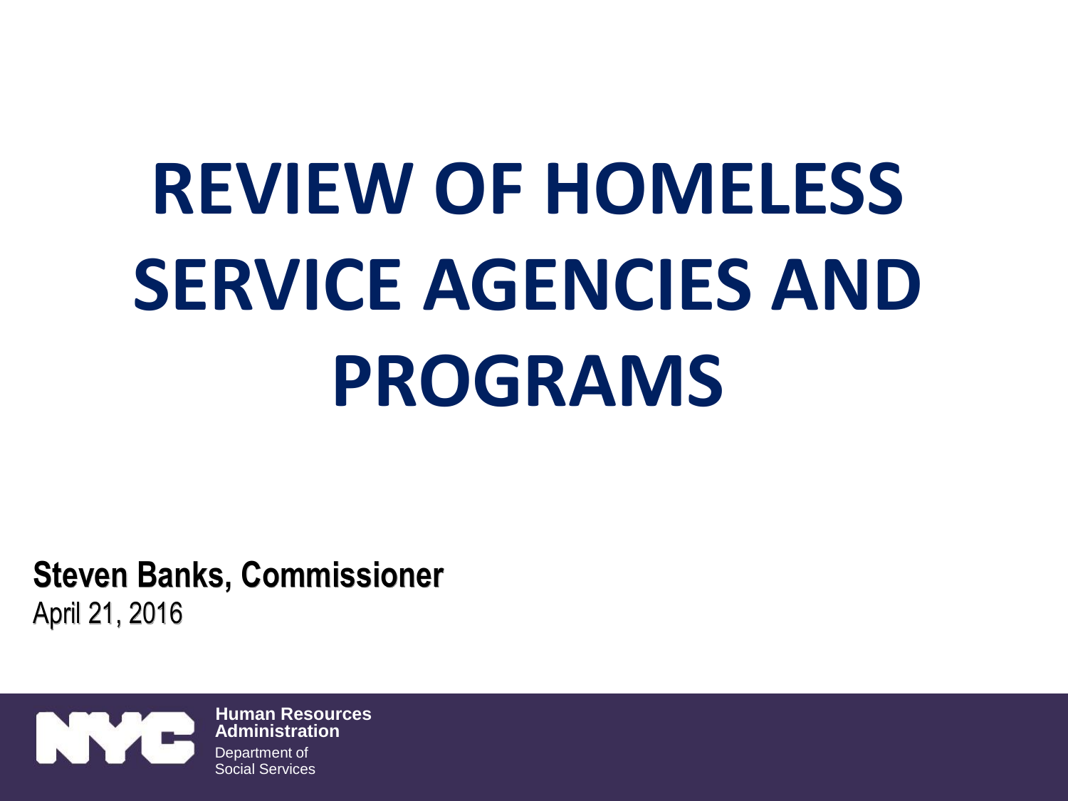# REVIEW OF HOMELESS SERVICE AGENCIES AND PROGRAMS

**Steven Banks, Commissioner**

April 21, 2016

**Human Resources Administration**

Department of Social Services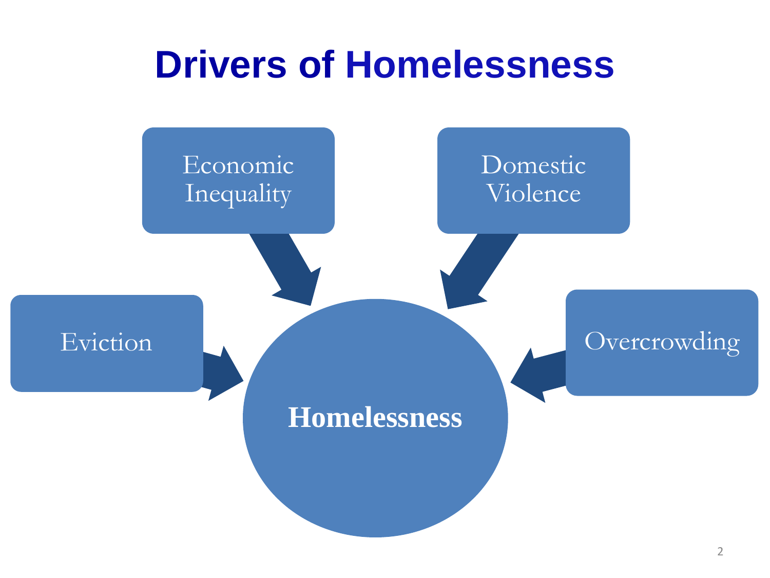# Drivers of Homelessness

- Economic Inequality
- Domestic Violence
- Eviction
- Overcrowding

**Homelessness**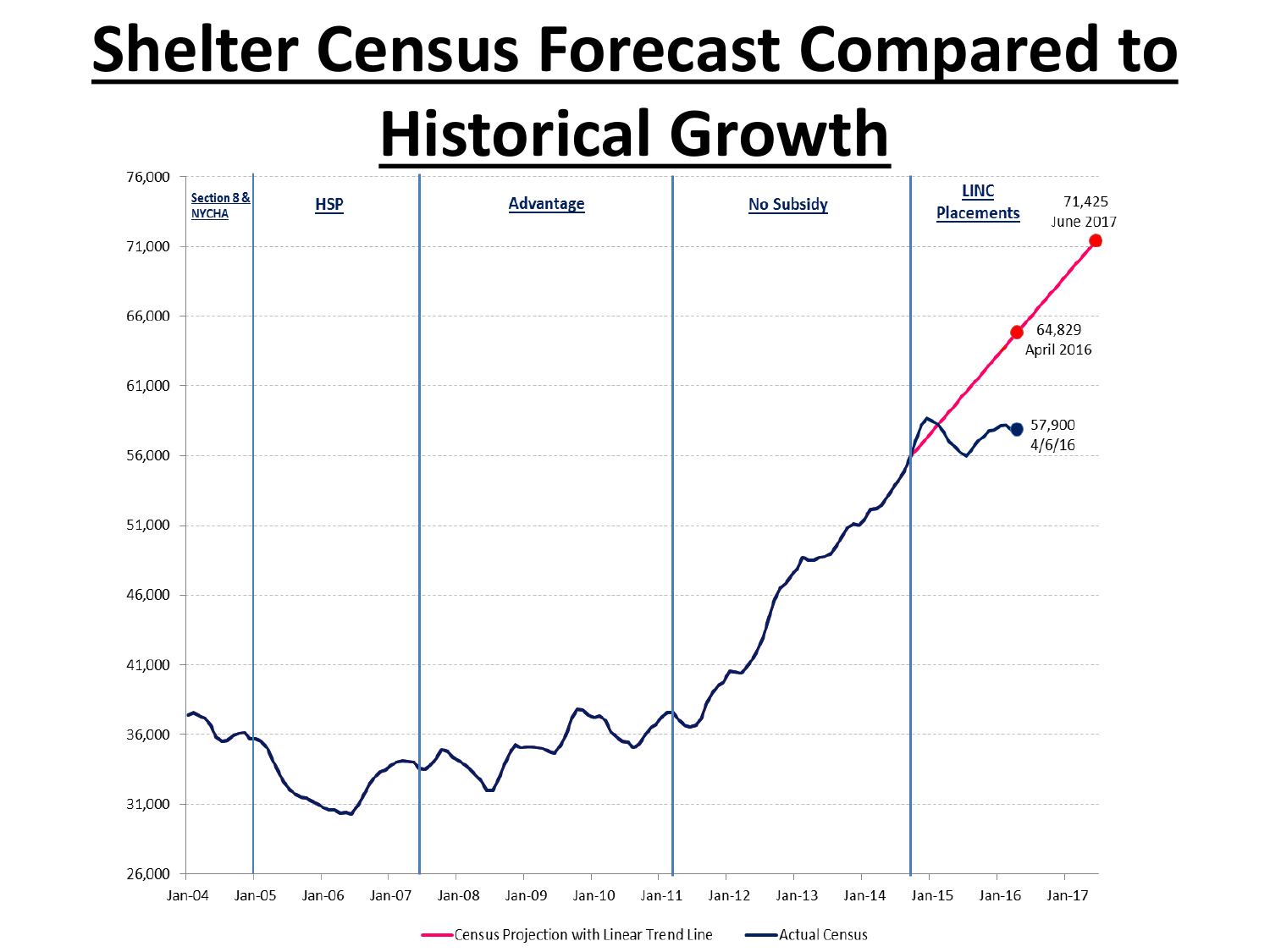# Shelter Census Forecast Compared to Historical Growth

Section 8 & NYCHA | HSP | Advantage | No Subsidy | LINC Placements

71,425
June 2017

64,829
April 2016

57,900
4/6/16

76,000
71,000
66,000
61,000
56,000
51,000
46,000
41,000
36,000
31,000
26,000

Jan-04 Jan-05 Jan-06 Jan-07 Jan-08 Jan-09 Jan-10 Jan-11 Jan-12 Jan-13 Jan-14 Jan-15 Jan-16 Jan-17

Census Projection with Linear Trend Line
Actual Census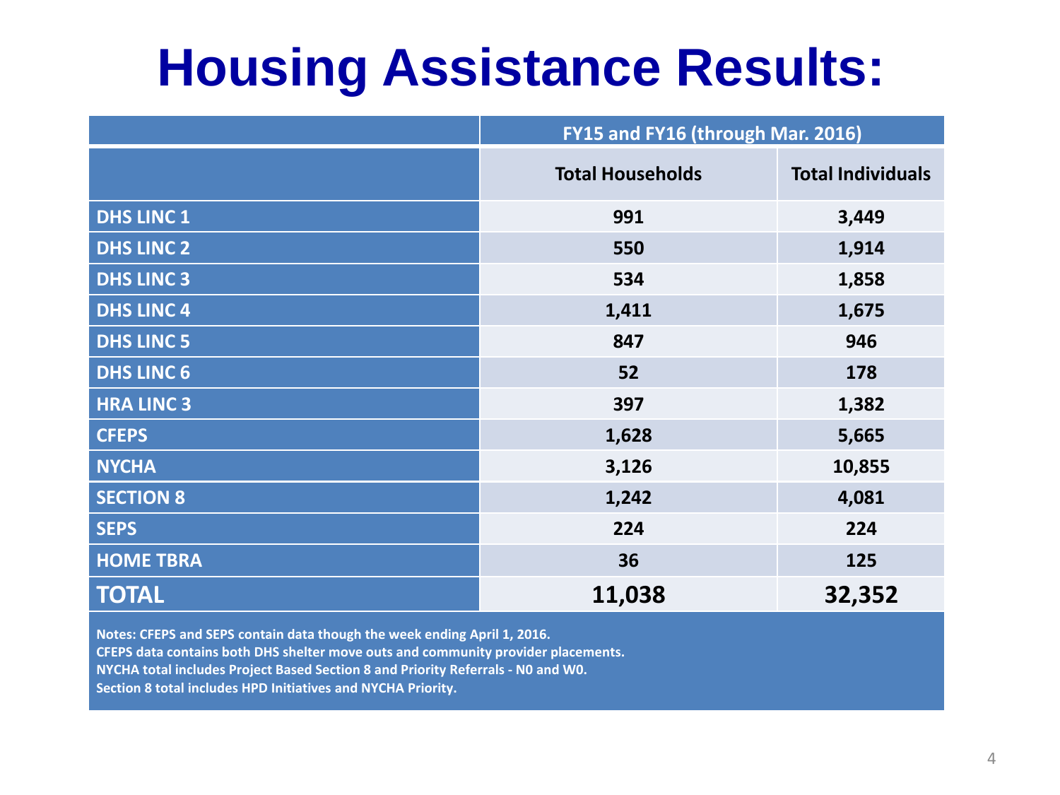# Housing Assistance Results:

| | FY15 and FY16 (through Mar. 2016) | |
|---|---|---|
| | **Total Households** | **Total Individuals** |
| **DHS LINC 1** | 991 | 3,449 |
| **DHS LINC 2** | 550 | 1,914 |
| **DHS LINC 3** | 534 | 1,858 |
| **DHS LINC 4** | 1,411 | 1,675 |
| **DHS LINC 5** | 847 | 946 |
| **DHS LINC 6** | 52 | 178 |
| **HRA LINC 3** | 397 | 1,382 |
| **CFEPS** | 1,628 | 5,665 |
| **NYCHA** | 3,126 | 10,855 |
| **SECTION 8** | 1,242 | 4,081 |
| **SEPS** | 224 | 224 |
| **HOME TBRA** | 36 | 125 |
| **TOTAL** | **11,038** | **32,352** |

**Notes: CFEPS and SEPS contain data though the week ending April 1, 2016.**
**CFEPS data contains both DHS shelter move outs and community provider placements.**
**NYCHA total includes Project Based Section 8 and Priority Referrals - N0 and W0.**
**Section 8 total includes HPD Initiatives and NYCHA Priority.**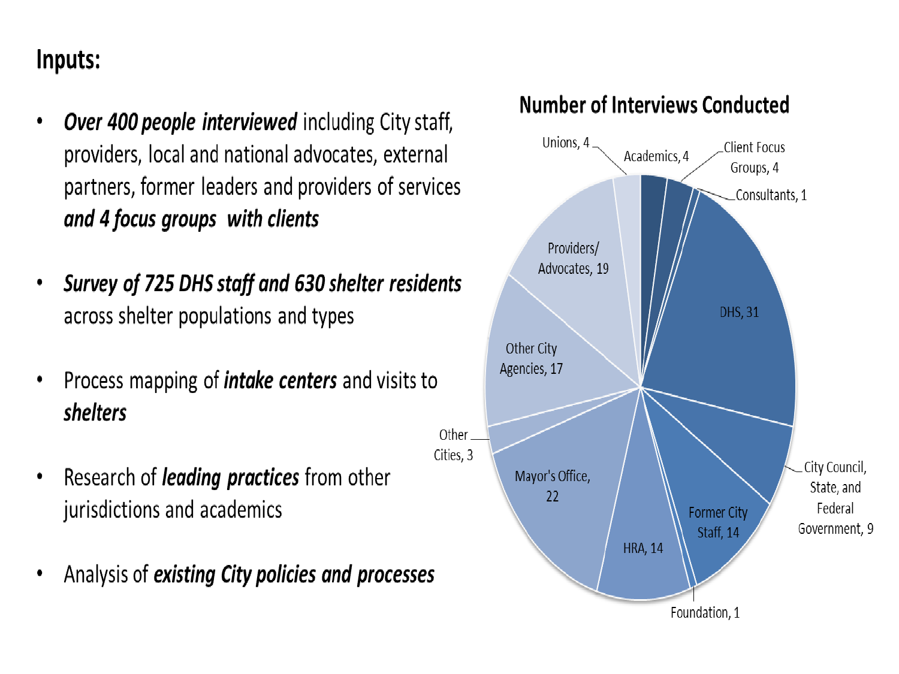# Inputs:

- ***Over 400 people interviewed*** including City staff, providers, local and national advocates, external partners, former leaders and providers of services ***and 4 focus groups with clients***
- ***Survey of 725 DHS staff and 630 shelter residents*** across shelter populations and types
- Process mapping of ***intake centers*** and visits to ***shelters***
- Research of ***leading practices*** from other jurisdictions and academics
- Analysis of ***existing City policies and processes***

**Number of Interviews Conducted**

| Category | Number |
| --- | --- |
| Unions | 4 |
| Academics | 4 |
| Client Focus Groups | 4 |
| Consultants | 1 |
| DHS | 31 |
| City Council, State, and Federal Government | 9 |
| Former City Staff | 14 |
| Foundation | 1 |
| HRA | 14 |
| Mayor's Office | 22 |
| Other Cities | 3 |
| Other City Agencies | 17 |
| Providers/ Advocates | 19 |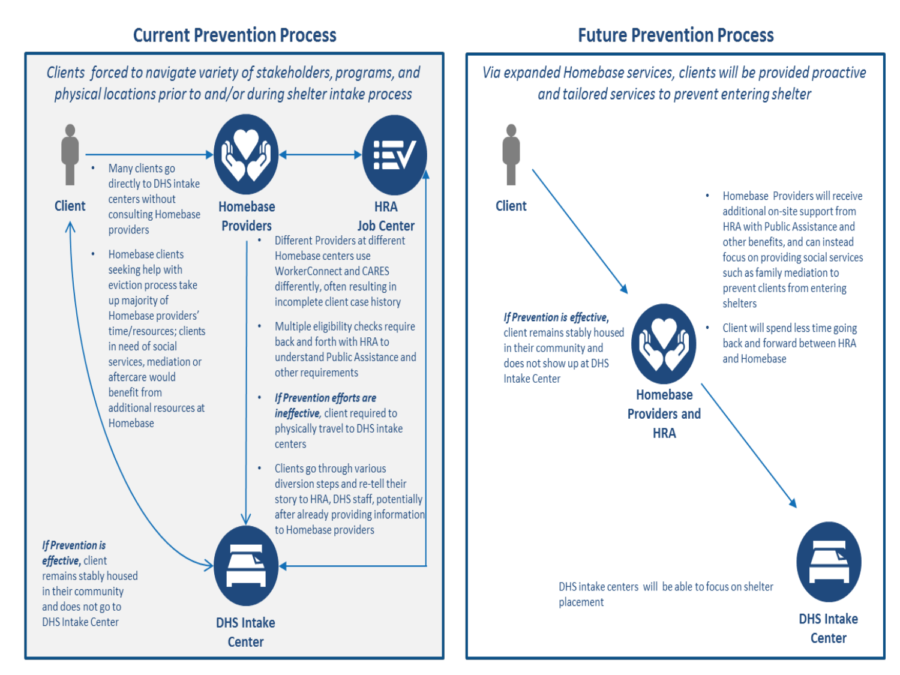## Current Prevention Process

*Clients forced to navigate variety of stakeholders, programs, and physical locations prior to and/or during shelter intake process*

**Client** → **Homebase Providers** ↔ **HRA Job Center** → **DHS Intake Center**

- Many clients go directly to DHS intake centers without consulting Homebase providers
- Homebase clients seeking help with eviction process take up majority of Homebase providers' time/resources; clients in need of social services, mediation or aftercare would benefit from additional resources at Homebase
- Different Providers at different Homebase centers use WorkerConnect and CARES differently, often resulting in incomplete client case history
- Multiple eligibility checks require back and forth with HRA to understand Public Assistance and other requirements
- ***If Prevention efforts are ineffective***, client required to physically travel to DHS intake centers
- Clients go through various diversion steps and re-tell their story to HRA, DHS staff, potentially after already providing information to Homebase providers

***If Prevention is effective***, client remains stably housed in their community and does not go to DHS Intake Center

## Future Prevention Process

*Via expanded Homebase services, clients will be provided proactive and tailored services to prevent entering shelter*

**Client** → **Homebase Providers and HRA** → **DHS Intake Center**

- Homebase Providers will receive additional on-site support from HRA with Public Assistance and other benefits, and can instead focus on providing social services such as family mediation to prevent clients from entering shelters
- Client will spend less time going back and forward between HRA and Homebase

***If Prevention is effective***, client remains stably housed in their community and does not show up at DHS Intake Center

DHS intake centers will be able to focus on shelter placement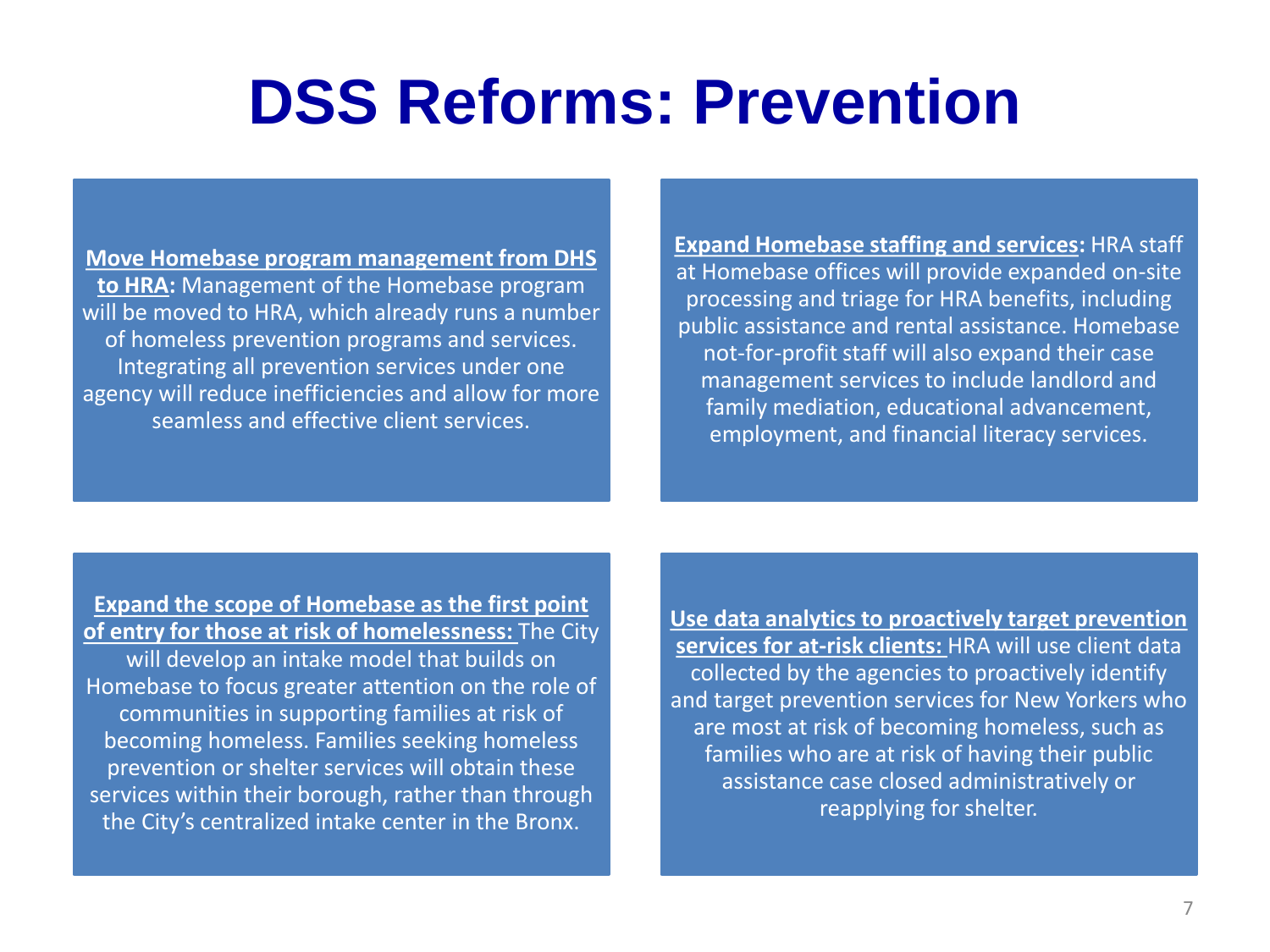# DSS Reforms: Prevention

**Move Homebase program management from DHS to HRA:** Management of the Homebase program will be moved to HRA, which already runs a number of homeless prevention programs and services. Integrating all prevention services under one agency will reduce inefficiencies and allow for more seamless and effective client services.

**Expand Homebase staffing and services:** HRA staff at Homebase offices will provide expanded on-site processing and triage for HRA benefits, including public assistance and rental assistance. Homebase not-for-profit staff will also expand their case management services to include landlord and family mediation, educational advancement, employment, and financial literacy services.

**Expand the scope of Homebase as the first point of entry for those at risk of homelessness:** The City will develop an intake model that builds on Homebase to focus greater attention on the role of communities in supporting families at risk of becoming homeless. Families seeking homeless prevention or shelter services will obtain these services within their borough, rather than through the City's centralized intake center in the Bronx.

**Use data analytics to proactively target prevention services for at-risk clients:** HRA will use client data collected by the agencies to proactively identify and target prevention services for New Yorkers who are most at risk of becoming homeless, such as families who are at risk of having their public assistance case closed administratively or reapplying for shelter.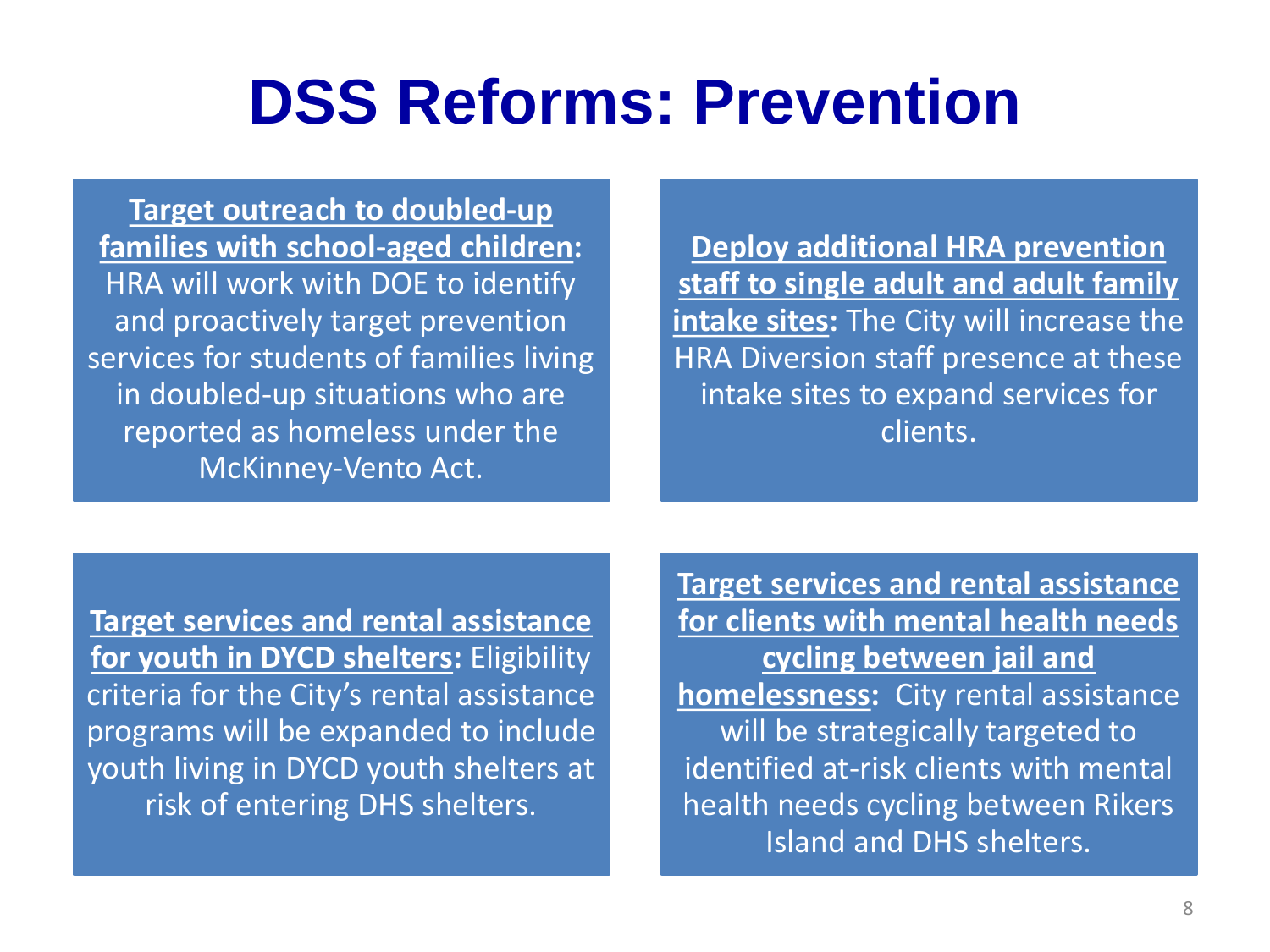# DSS Reforms: Prevention

**Target outreach to doubled-up families with school-aged children:** HRA will work with DOE to identify and proactively target prevention services for students of families living in doubled-up situations who are reported as homeless under the McKinney-Vento Act.

**Deploy additional HRA prevention staff to single adult and adult family intake sites:** The City will increase the HRA Diversion staff presence at these intake sites to expand services for clients.

**Target services and rental assistance for youth in DYCD shelters:** Eligibility criteria for the City's rental assistance programs will be expanded to include youth living in DYCD youth shelters at risk of entering DHS shelters.

**Target services and rental assistance for clients with mental health needs cycling between jail and homelessness:** City rental assistance will be strategically targeted to identified at-risk clients with mental health needs cycling between Rikers Island and DHS shelters.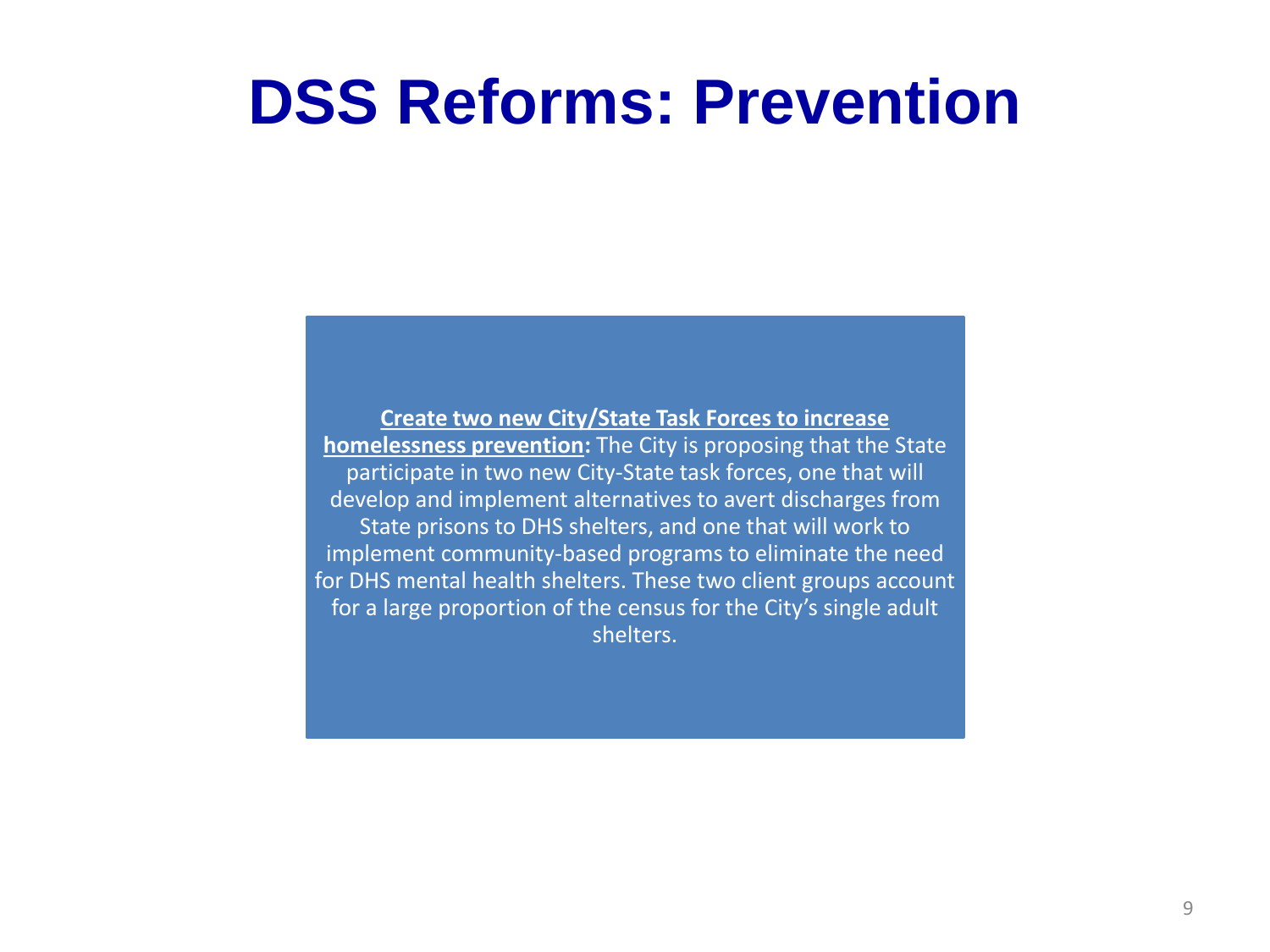# DSS Reforms: Prevention

**Create two new City/State Task Forces to increase homelessness prevention:** The City is proposing that the State participate in two new City-State task forces, one that will develop and implement alternatives to avert discharges from State prisons to DHS shelters, and one that will work to implement community-based programs to eliminate the need for DHS mental health shelters. These two client groups account for a large proportion of the census for the City's single adult shelters.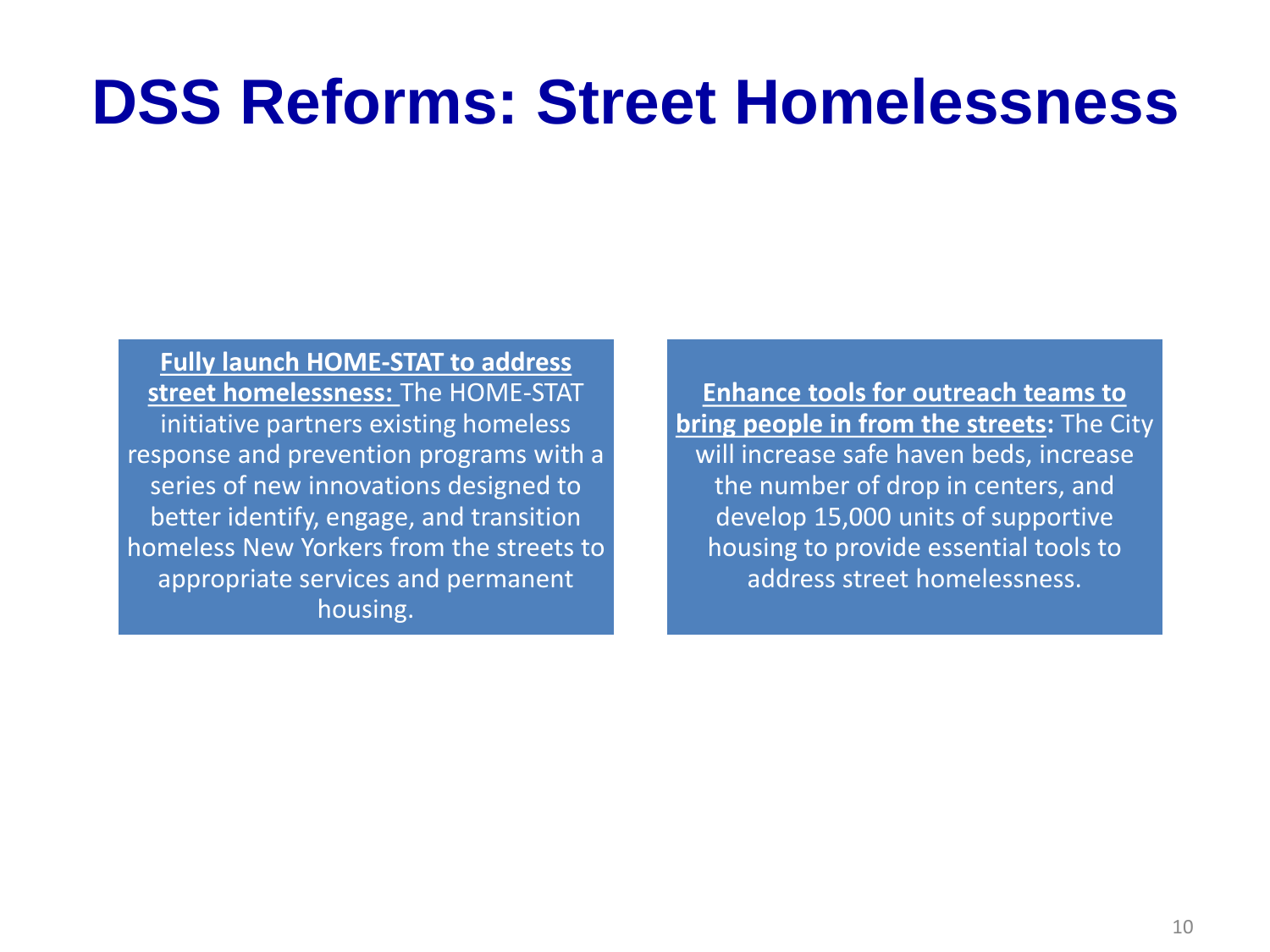# DSS Reforms: Street Homelessness

**Fully launch HOME-STAT to address street homelessness:** The HOME-STAT initiative partners existing homeless response and prevention programs with a series of new innovations designed to better identify, engage, and transition homeless New Yorkers from the streets to appropriate services and permanent housing.

**Enhance tools for outreach teams to bring people in from the streets:** The City will increase safe haven beds, increase the number of drop in centers, and develop 15,000 units of supportive housing to provide essential tools to address street homelessness.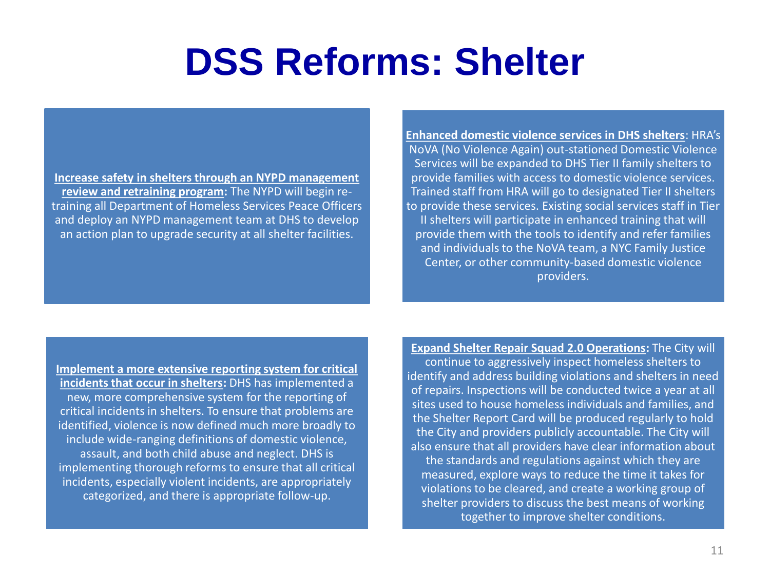# DSS Reforms: Shelter

**Increase safety in shelters through an NYPD management review and retraining program:** The NYPD will begin re-training all Department of Homeless Services Peace Officers and deploy an NYPD management team at DHS to develop an action plan to upgrade security at all shelter facilities.

**Enhanced domestic violence services in DHS shelters**: HRA's NoVA (No Violence Again) out-stationed Domestic Violence Services will be expanded to DHS Tier II family shelters to provide families with access to domestic violence services. Trained staff from HRA will go to designated Tier II shelters to provide these services. Existing social services staff in Tier II shelters will participate in enhanced training that will provide them with the tools to identify and refer families and individuals to the NoVA team, a NYC Family Justice Center, or other community-based domestic violence providers.

**Implement a more extensive reporting system for critical incidents that occur in shelters:** DHS has implemented a new, more comprehensive system for the reporting of critical incidents in shelters. To ensure that problems are identified, violence is now defined much more broadly to include wide-ranging definitions of domestic violence, assault, and both child abuse and neglect. DHS is implementing thorough reforms to ensure that all critical incidents, especially violent incidents, are appropriately categorized, and there is appropriate follow-up.

**Expand Shelter Repair Squad 2.0 Operations:** The City will continue to aggressively inspect homeless shelters to identify and address building violations and shelters in need of repairs. Inspections will be conducted twice a year at all sites used to house homeless individuals and families, and the Shelter Report Card will be produced regularly to hold the City and providers publicly accountable. The City will also ensure that all providers have clear information about the standards and regulations against which they are measured, explore ways to reduce the time it takes for violations to be cleared, and create a working group of shelter providers to discuss the best means of working together to improve shelter conditions.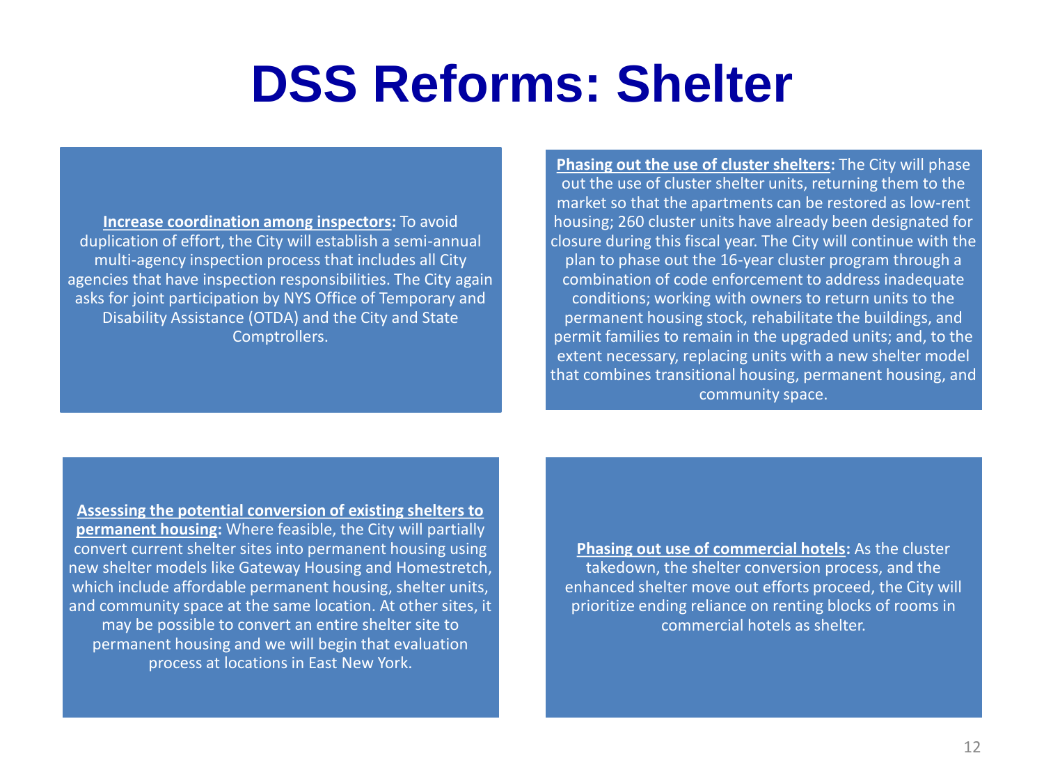# DSS Reforms: Shelter

**Increase coordination among inspectors:** To avoid duplication of effort, the City will establish a semi-annual multi-agency inspection process that includes all City agencies that have inspection responsibilities. The City again asks for joint participation by NYS Office of Temporary and Disability Assistance (OTDA) and the City and State Comptrollers.

**Phasing out the use of cluster shelters:** The City will phase out the use of cluster shelter units, returning them to the market so that the apartments can be restored as low-rent housing; 260 cluster units have already been designated for closure during this fiscal year. The City will continue with the plan to phase out the 16-year cluster program through a combination of code enforcement to address inadequate conditions; working with owners to return units to the permanent housing stock, rehabilitate the buildings, and permit families to remain in the upgraded units; and, to the extent necessary, replacing units with a new shelter model that combines transitional housing, permanent housing, and community space.

**Assessing the potential conversion of existing shelters to permanent housing:** Where feasible, the City will partially convert current shelter sites into permanent housing using new shelter models like Gateway Housing and Homestretch, which include affordable permanent housing, shelter units, and community space at the same location. At other sites, it may be possible to convert an entire shelter site to permanent housing and we will begin that evaluation process at locations in East New York.

**Phasing out use of commercial hotels:** As the cluster takedown, the shelter conversion process, and the enhanced shelter move out efforts proceed, the City will prioritize ending reliance on renting blocks of rooms in commercial hotels as shelter.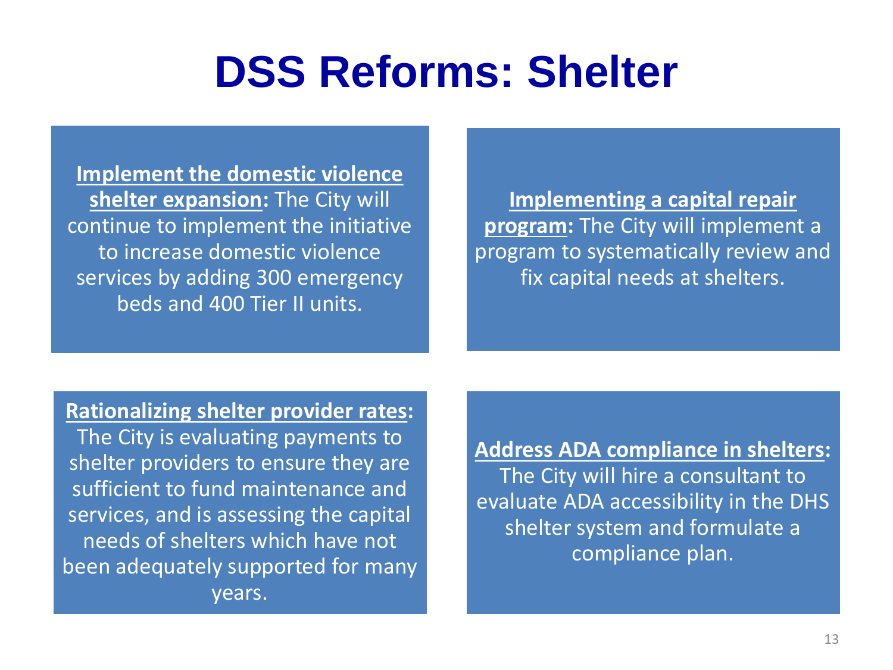# DSS Reforms: Shelter

**Implement the domestic violence shelter expansion:** The City will continue to implement the initiative to increase domestic violence services by adding 300 emergency beds and 400 Tier II units.

**Implementing a capital repair program:** The City will implement a program to systematically review and fix capital needs at shelters.

**Rationalizing shelter provider rates:** The City is evaluating payments to shelter providers to ensure they are sufficient to fund maintenance and services, and is assessing the capital needs of shelters which have not been adequately supported for many years.

**Address ADA compliance in shelters:** The City will hire a consultant to evaluate ADA accessibility in the DHS shelter system and formulate a compliance plan.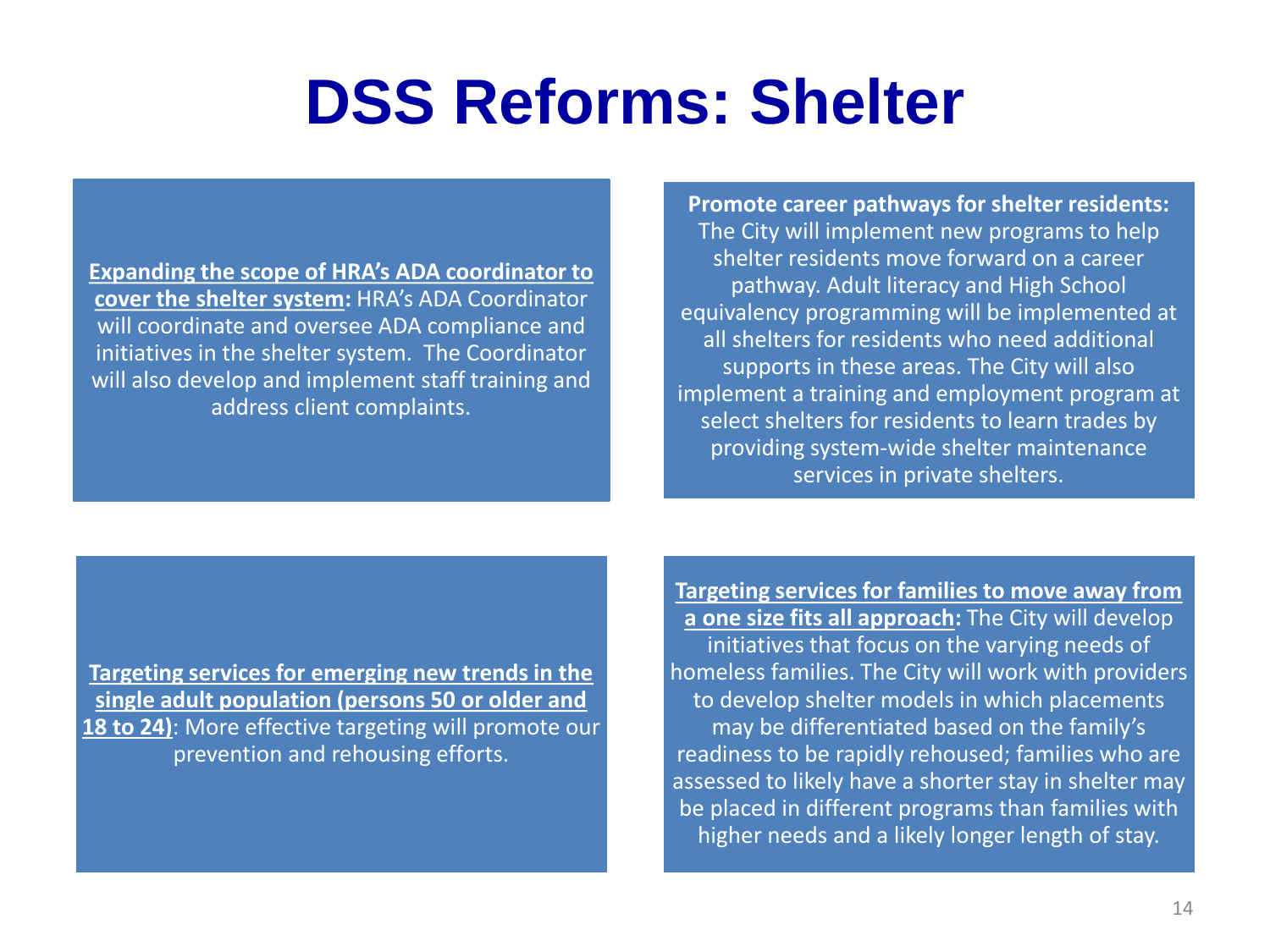# DSS Reforms: Shelter

**Expanding the scope of HRA's ADA coordinator to cover the shelter system:** HRA's ADA Coordinator will coordinate and oversee ADA compliance and initiatives in the shelter system. The Coordinator will also develop and implement staff training and address client complaints.

**Promote career pathways for shelter residents:** The City will implement new programs to help shelter residents move forward on a career pathway. Adult literacy and High School equivalency programming will be implemented at all shelters for residents who need additional supports in these areas. The City will also implement a training and employment program at select shelters for residents to learn trades by providing system-wide shelter maintenance services in private shelters.

**Targeting services for emerging new trends in the single adult population (persons 50 or older and 18 to 24)**: More effective targeting will promote our prevention and rehousing efforts.

**Targeting services for families to move away from a one size fits all approach:** The City will develop initiatives that focus on the varying needs of homeless families. The City will work with providers to develop shelter models in which placements may be differentiated based on the family's readiness to be rapidly rehoused; families who are assessed to likely have a shorter stay in shelter may be placed in different programs than families with higher needs and a likely longer length of stay.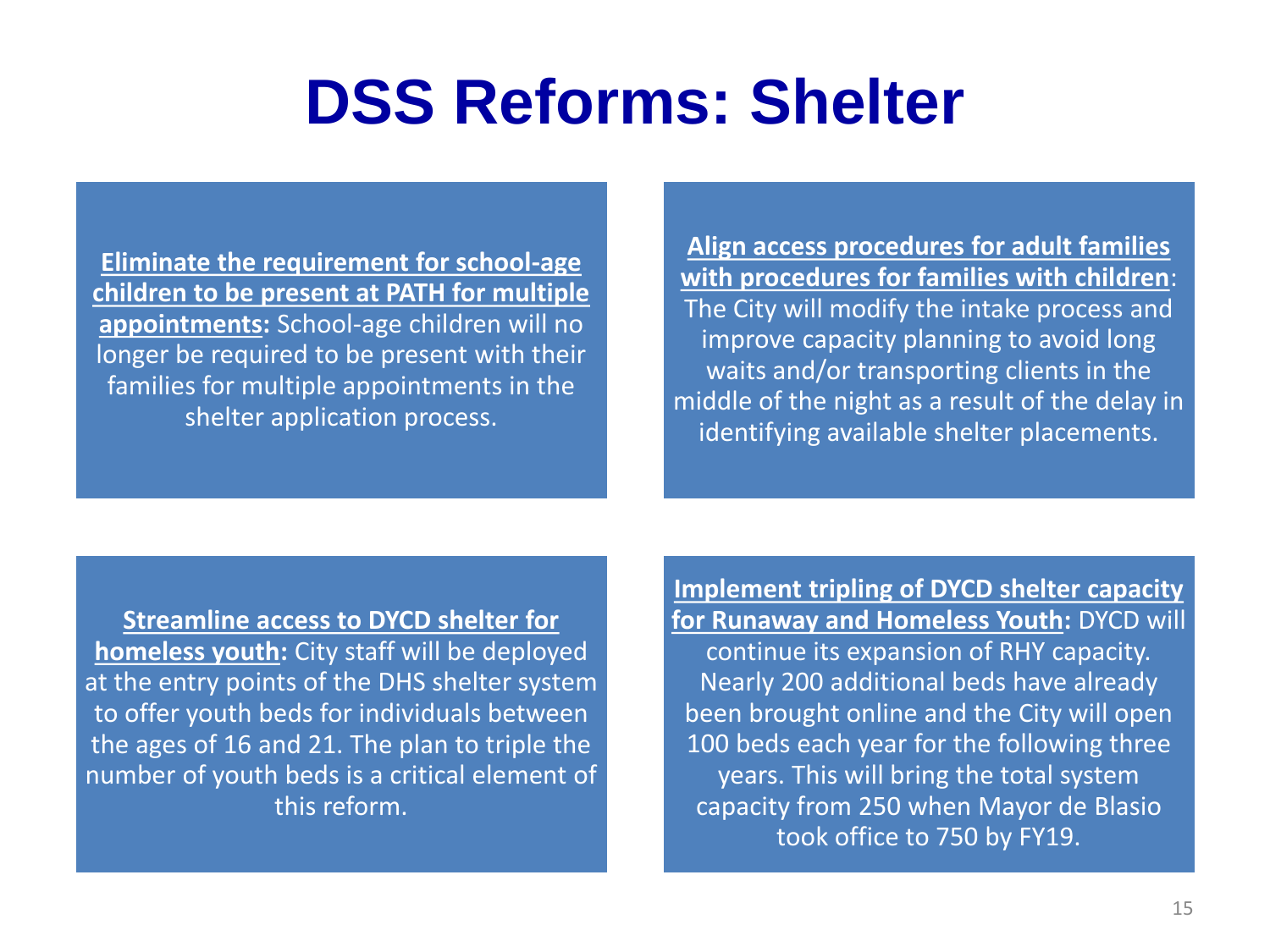# DSS Reforms: Shelter

**Eliminate the requirement for school-age children to be present at PATH for multiple appointments:** School-age children will no longer be required to be present with their families for multiple appointments in the shelter application process.

**Align access procedures for adult families with procedures for families with children**: The City will modify the intake process and improve capacity planning to avoid long waits and/or transporting clients in the middle of the night as a result of the delay in identifying available shelter placements.

**Streamline access to DYCD shelter for homeless youth:** City staff will be deployed at the entry points of the DHS shelter system to offer youth beds for individuals between the ages of 16 and 21. The plan to triple the number of youth beds is a critical element of this reform.

**Implement tripling of DYCD shelter capacity for Runaway and Homeless Youth:** DYCD will continue its expansion of RHY capacity. Nearly 200 additional beds have already been brought online and the City will open 100 beds each year for the following three years. This will bring the total system capacity from 250 when Mayor de Blasio took office to 750 by FY19.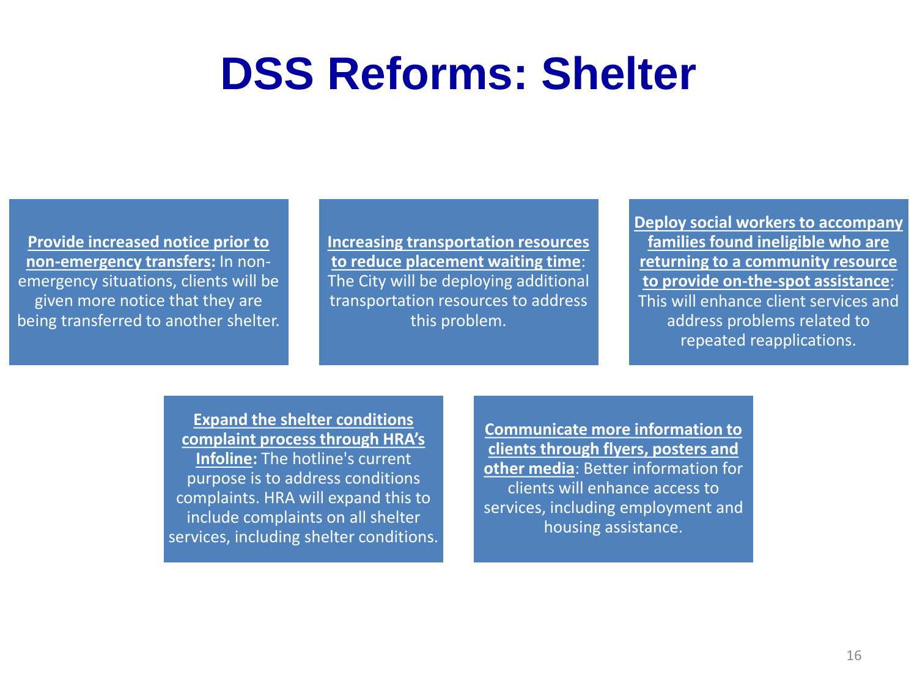# DSS Reforms: Shelter

**Provide increased notice prior to non-emergency transfers:** In non-emergency situations, clients will be given more notice that they are being transferred to another shelter.

**Increasing transportation resources to reduce placement waiting time**: The City will be deploying additional transportation resources to address this problem.

**Deploy social workers to accompany families found ineligible who are returning to a community resource to provide on-the-spot assistance**: This will enhance client services and address problems related to repeated reapplications.

**Expand the shelter conditions complaint process through HRA's Infoline:** The hotline's current purpose is to address conditions complaints. HRA will expand this to include complaints on all shelter services, including shelter conditions.

**Communicate more information to clients through flyers, posters and other media**: Better information for clients will enhance access to services, including employment and housing assistance.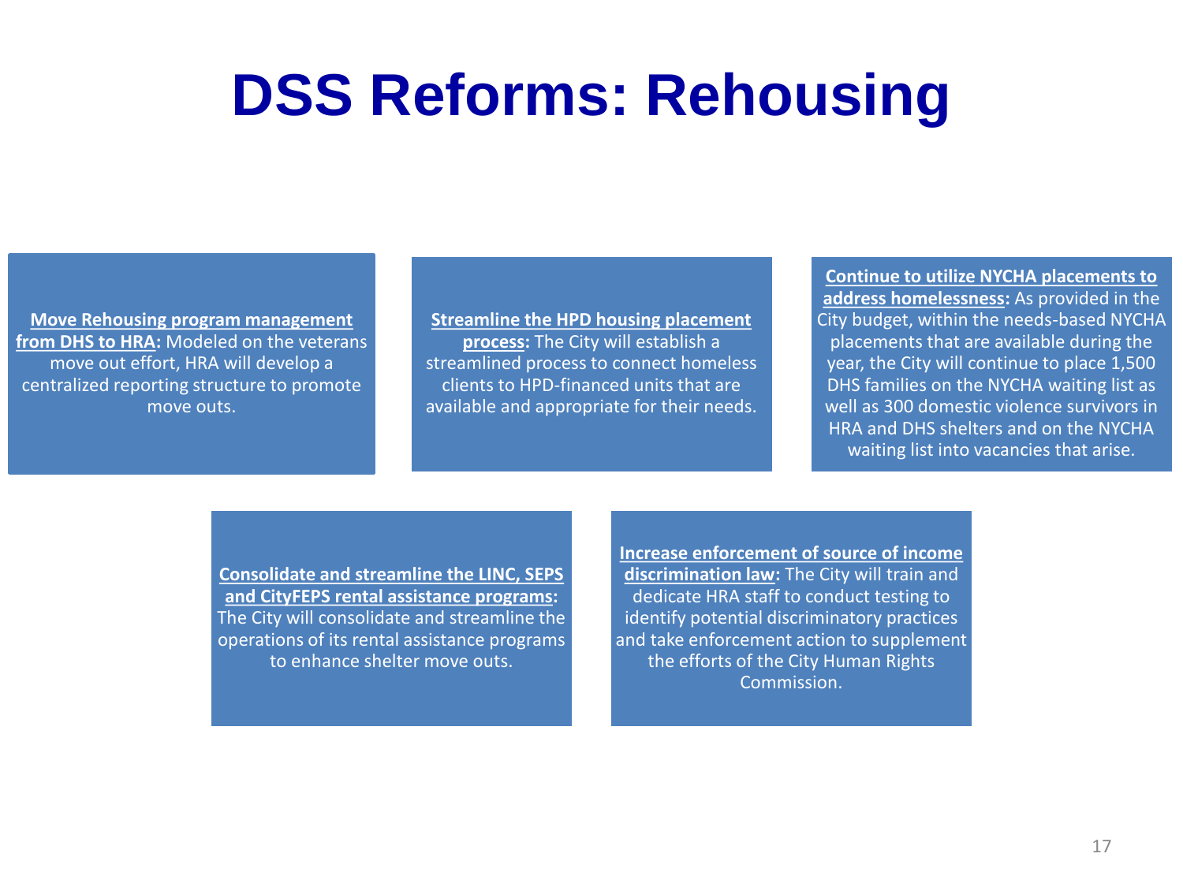# DSS Reforms: Rehousing

**Move Rehousing program management from DHS to HRA:** Modeled on the veterans move out effort, HRA will develop a centralized reporting structure to promote move outs.

**Streamline the HPD housing placement process:** The City will establish a streamlined process to connect homeless clients to HPD-financed units that are available and appropriate for their needs.

**Continue to utilize NYCHA placements to address homelessness:** As provided in the City budget, within the needs-based NYCHA placements that are available during the year, the City will continue to place 1,500 DHS families on the NYCHA waiting list as well as 300 domestic violence survivors in HRA and DHS shelters and on the NYCHA waiting list into vacancies that arise.

**Consolidate and streamline the LINC, SEPS and CityFEPS rental assistance programs:** The City will consolidate and streamline the operations of its rental assistance programs to enhance shelter move outs.

**Increase enforcement of source of income discrimination law:** The City will train and dedicate HRA staff to conduct testing to identify potential discriminatory practices and take enforcement action to supplement the efforts of the City Human Rights Commission.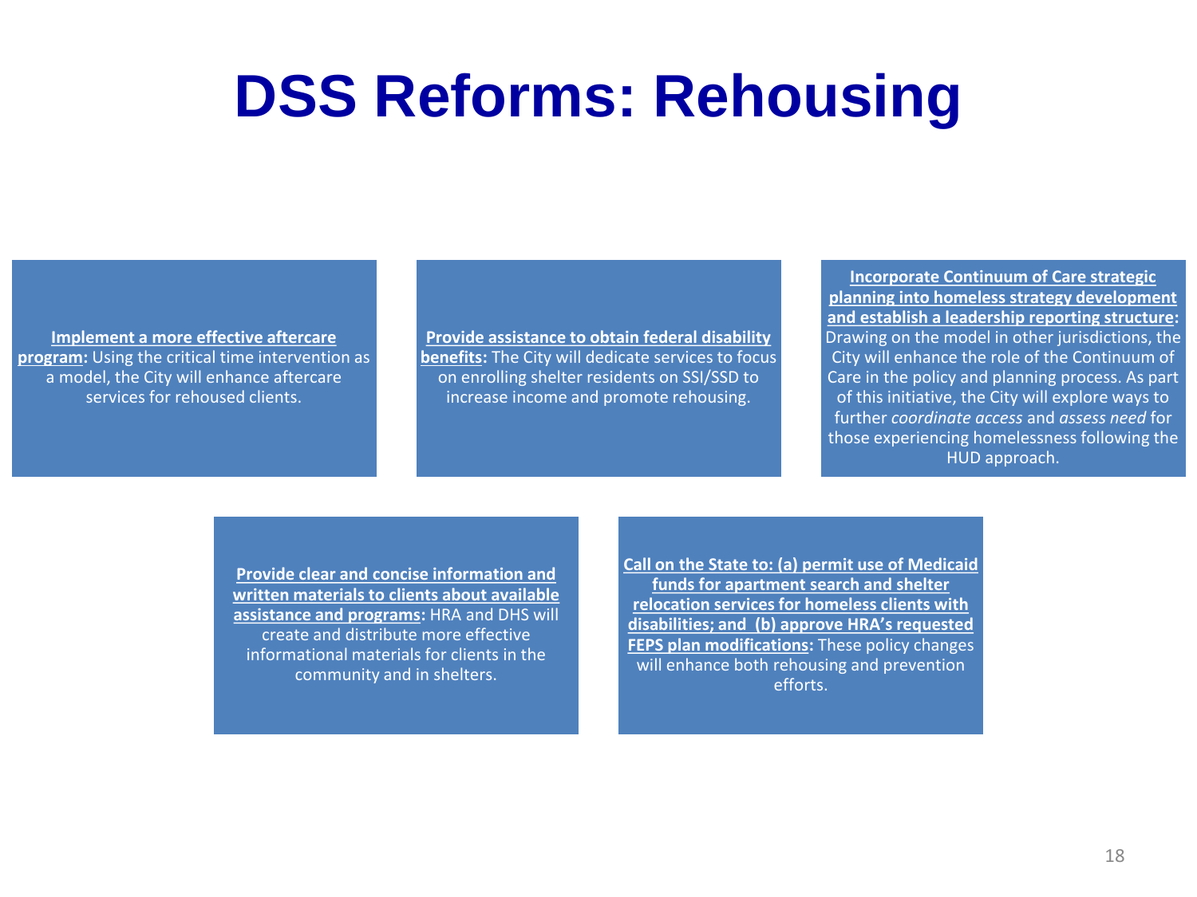# DSS Reforms: Rehousing

**Implement a more effective aftercare program:** Using the critical time intervention as a model, the City will enhance aftercare services for rehoused clients.

**Provide assistance to obtain federal disability benefits:** The City will dedicate services to focus on enrolling shelter residents on SSI/SSD to increase income and promote rehousing.

**Incorporate Continuum of Care strategic planning into homeless strategy development and establish a leadership reporting structure:** Drawing on the model in other jurisdictions, the City will enhance the role of the Continuum of Care in the policy and planning process. As part of this initiative, the City will explore ways to further *coordinate access* and *assess need* for those experiencing homelessness following the HUD approach.

**Provide clear and concise information and written materials to clients about available assistance and programs:** HRA and DHS will create and distribute more effective informational materials for clients in the community and in shelters.

**Call on the State to: (a) permit use of Medicaid funds for apartment search and shelter relocation services for homeless clients with disabilities; and (b) approve HRA's requested FEPS plan modifications:** These policy changes will enhance both rehousing and prevention efforts.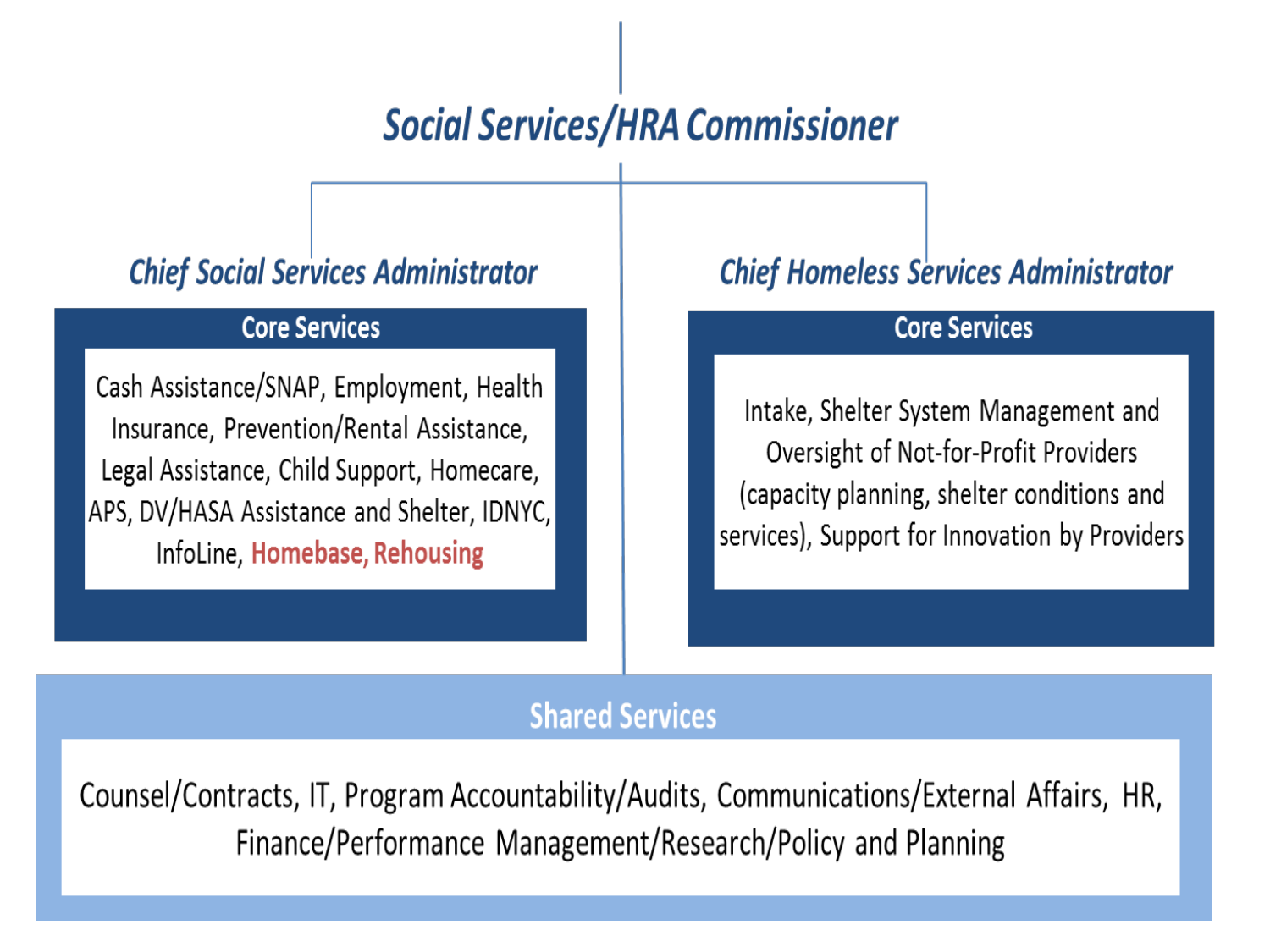# Social Services/HRA Commissioner

## Chief Social Services Administrator

### Core Services

Cash Assistance/SNAP, Employment, Health Insurance, Prevention/Rental Assistance, Legal Assistance, Child Support, Homecare, APS, DV/HASA Assistance and Shelter, IDNYC, InfoLine, Homebase, Rehousing

## Chief Homeless Services Administrator

### Core Services

Intake, Shelter System Management and Oversight of Not-for-Profit Providers (capacity planning, shelter conditions and services), Support for Innovation by Providers

## Shared Services

Counsel/Contracts, IT, Program Accountability/Audits, Communications/External Affairs, HR, Finance/Performance Management/Research/Policy and Planning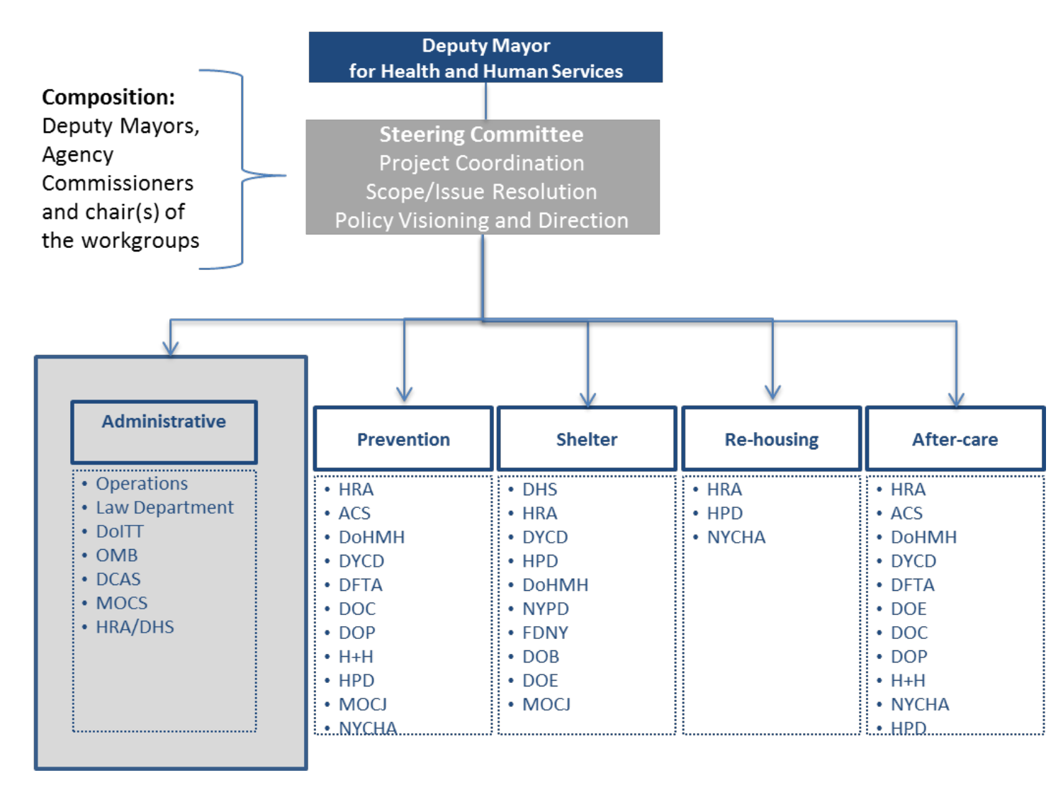**Deputy Mayor for Health and Human Services**

**Steering Committee**
Project Coordination
Scope/Issue Resolution
Policy Visioning and Direction

**Composition:** Deputy Mayors, Agency Commissioners and chair(s) of the workgroups

**Administrative**

- Operations
- Law Department
- DoITT
- OMB
- DCAS
- MOCS
- HRA/DHS

**Prevention**

- HRA
- ACS
- DoHMH
- DYCD
- DFTA
- DOC
- DOP
- H+H
- HPD
- MOCJ
- NYCHA

**Shelter**

- DHS
- HRA
- DYCD
- HPD
- DoHMH
- NYPD
- FDNY
- DOB
- DOE
- MOCJ

**Re-housing**

- HRA
- HPD
- NYCHA

**After-care**

- HRA
- ACS
- DoHMH
- DYCD
- DFTA
- DOE
- DOC
- DOP
- H+H
- NYCHA
- HPD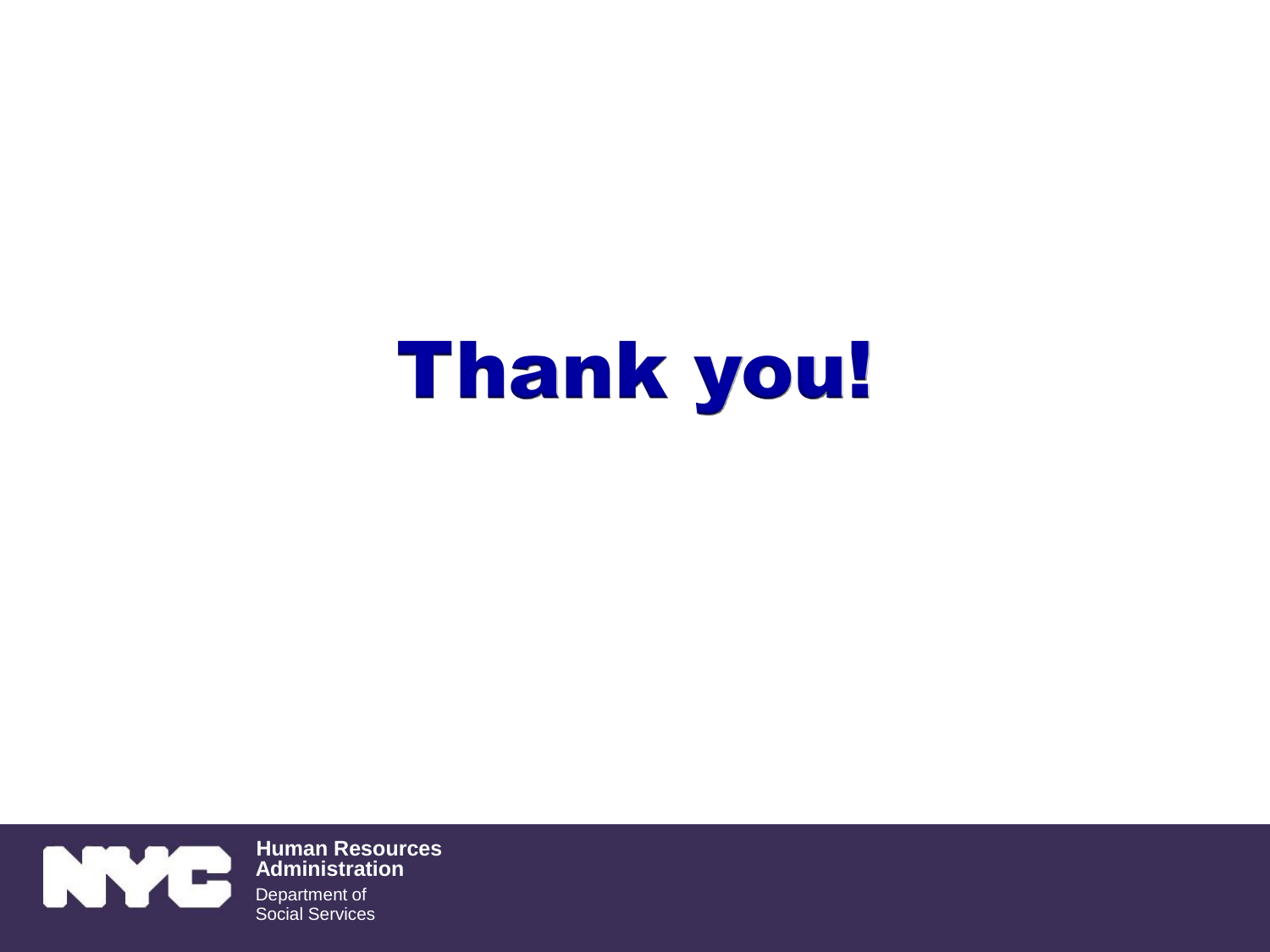# Thank you!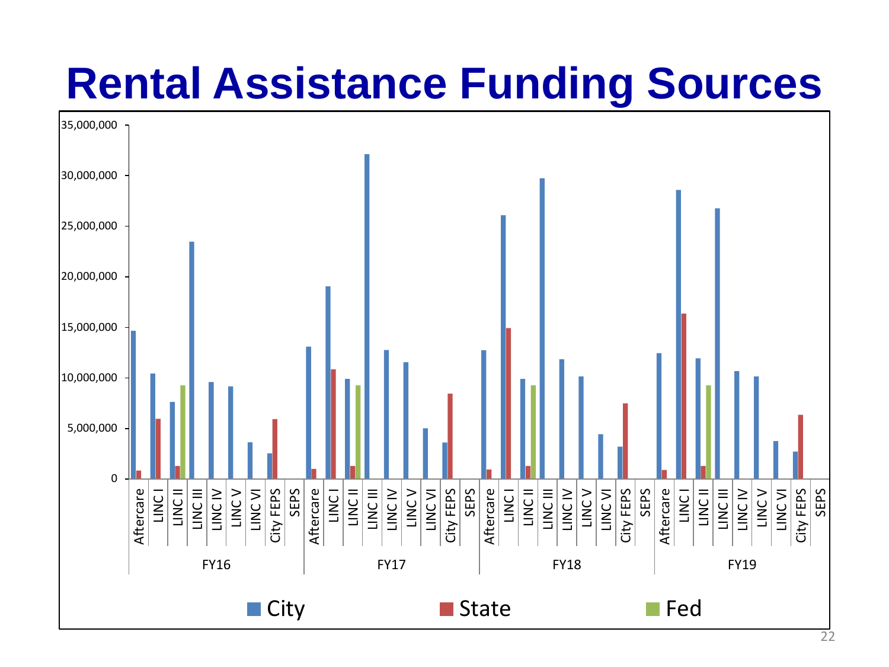# Rental Assistance Funding Sources

35,000,000
30,000,000
25,000,000
20,000,000
15,000,000
10,000,000
5,000,000
0

Aftercare
LINC I
LINC II
LINC III
LINC IV
LINC V
LINC VI
City FEPS
SEPS

FY16
FY17
FY18
FY19

City
State
Fed